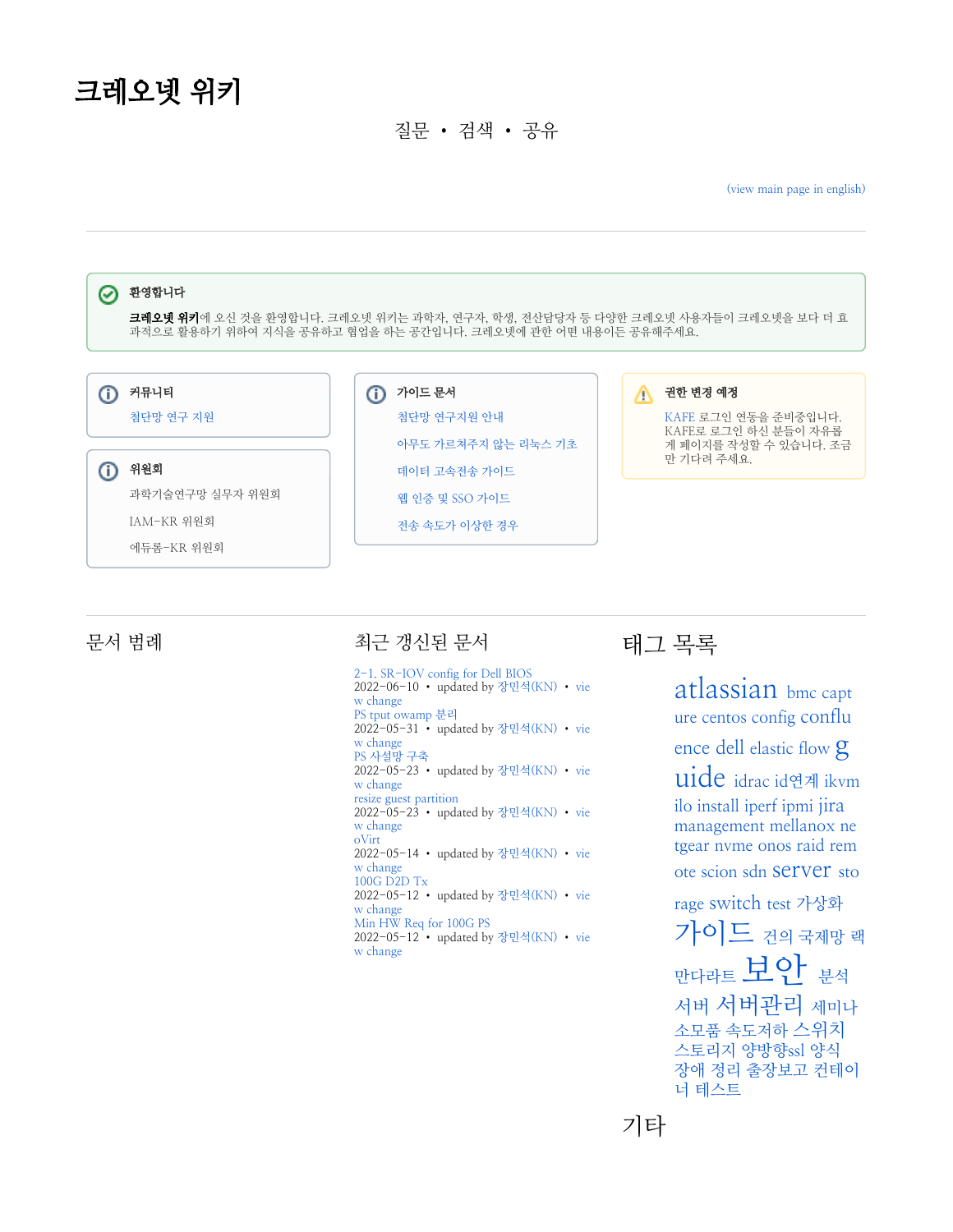# 크레오넷 위키

질문 • 검색 • 공유

(view main page in english)

---

**환영합니다**

**크레오넷 위키**에 오신 것을 환영합니다. 크레오넷 위키는 과학자, 연구자, 학생, 전산담당자 등 다양한 크레오넷 사용자들이 크레오넷을 보다 더 효과적으로 활용하기 위하여 지식을 공유하고 협업을 하는 공간입니다. 크레오넷에 관한 어떤 내용이든 공유해주세요.

**커뮤니티**

첨단망 연구 지원

**위원회**

과학기술연구망 실무자 위원회

IAM-KR 위원회

에듀롬-KR 위원회

**가이드 문서**

첨단망 연구지원 안내

아무도 가르쳐주지 않는 리눅스 기초

데이터 고속전송 가이드

웹 인증 및 SSO 가이드

전송 속도가 이상한 경우

**권한 변경 예정**

KAFE 로그인 연동을 준비중입니다. KAFE로 로그인 하신 분들이 자유롭게 페이지를 작성할 수 있습니다. 조금만 기다려 주세요.

---

## 문서 범례

## 최근 갱신된 문서

2-1. SR-IOV config for Dell BIOS
2022-06-10 • updated by 장민석(KN) • view change

PS tput owamp 분리
2022-05-31 • updated by 장민석(KN) • view change

PS 사설망 구축
2022-05-23 • updated by 장민석(KN) • view change

resize guest partition
2022-05-23 • updated by 장민석(KN) • view change

oVirt
2022-05-14 • updated by 장민석(KN) • view change

100G D2D Tx
2022-05-12 • updated by 장민석(KN) • view change

Min HW Req for 100G PS
2022-05-12 • updated by 장민석(KN) • view change

## 태그 목록

atlassian bmc capture centos config confluence dell elastic flow guide idrac id연계 ikvm ilo install iperf ipmi jira management mellanox netgear nvme onos raid remote scion sdn server storage switch test 가상화 가이드 건의 국제망 랙 만다라트 보안 분석 서버 서버관리 세미나 소모품 속도저하 스위치 스토리지 양방향ssl 양식 장애 정리 출장보고 컨테이너 테스트

## 기타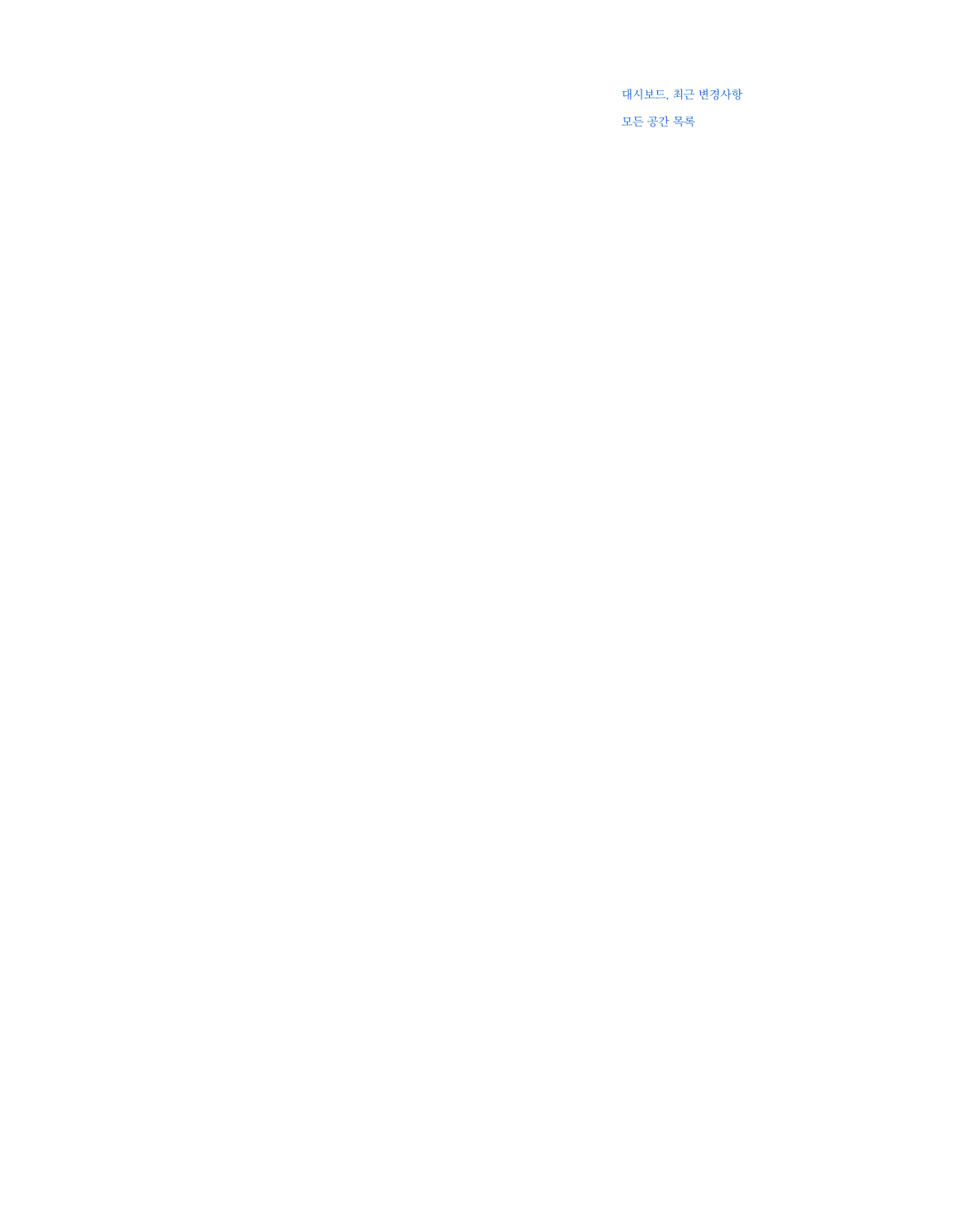대시보드, 최근 변경사항

모든 공간 목록